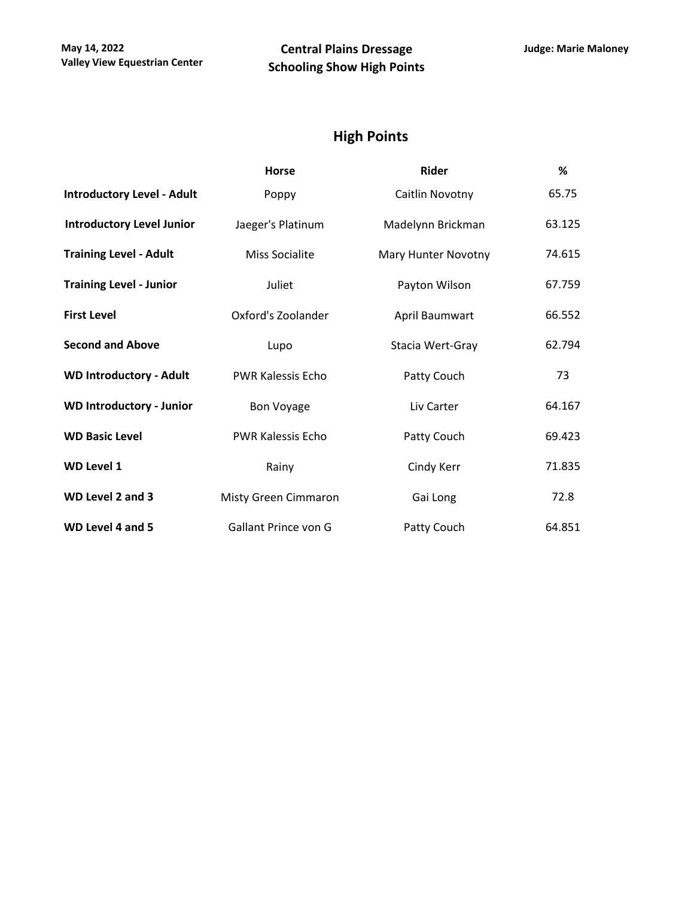**May 14, 2022**
**Valley View Equestrian Center**

**Central Plains Dressage**
**Schooling Show High Points**

**Judge: Marie Maloney**

## High Points

| | Horse | Rider | % |
|---|---|---|---|
| **Introductory Level - Adult** | Poppy | Caitlin Novotny | 65.75 |
| **Introductory Level Junior** | Jaeger's Platinum | Madelynn Brickman | 63.125 |
| **Training Level - Adult** | Miss Socialite | Mary Hunter Novotny | 74.615 |
| **Training Level - Junior** | Juliet | Payton Wilson | 67.759 |
| **First Level** | Oxford's Zoolander | April Baumwart | 66.552 |
| **Second and Above** | Lupo | Stacia Wert-Gray | 62.794 |
| **WD Introductory - Adult** | PWR Kalessis Echo | Patty Couch | 73 |
| **WD Introductory - Junior** | Bon Voyage | Liv Carter | 64.167 |
| **WD Basic Level** | PWR Kalessis Echo | Patty Couch | 69.423 |
| **WD Level 1** | Rainy | Cindy Kerr | 71.835 |
| **WD Level 2 and 3** | Misty Green Cimmaron | Gai Long | 72.8 |
| **WD Level 4 and 5** | Gallant Prince von G | Patty Couch | 64.851 |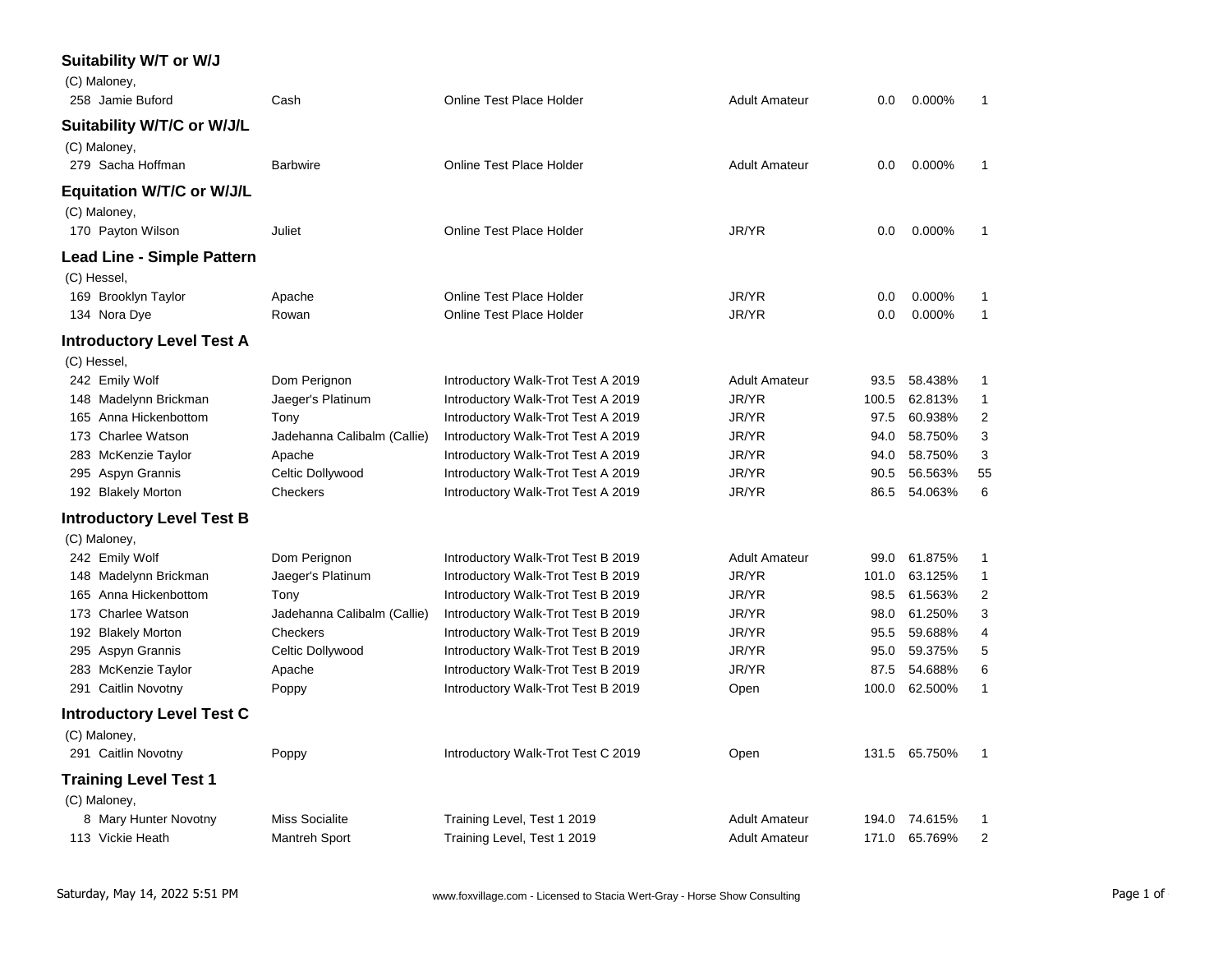## Suitability W/T or W/J

(C) Maloney,

| | | | | | | |
|---|---|---|---|---|---|---|
| 258 Jamie Buford | Cash | Online Test Place Holder | Adult Amateur | 0.0 | 0.000% | 1 |

## Suitability W/T/C or W/J/L

(C) Maloney,

| | | | | | | |
|---|---|---|---|---|---|---|
| 279 Sacha Hoffman | Barbwire | Online Test Place Holder | Adult Amateur | 0.0 | 0.000% | 1 |

## Equitation W/T/C or W/J/L

(C) Maloney,

| | | | | | | |
|---|---|---|---|---|---|---|
| 170 Payton Wilson | Juliet | Online Test Place Holder | JR/YR | 0.0 | 0.000% | 1 |

## Lead Line - Simple Pattern

(C) Hessel,

| | | | | | | |
|---|---|---|---|---|---|---|
| 169 Brooklyn Taylor | Apache | Online Test Place Holder | JR/YR | 0.0 | 0.000% | 1 |
| 134 Nora Dye | Rowan | Online Test Place Holder | JR/YR | 0.0 | 0.000% | 1 |

## Introductory Level Test A

(C) Hessel,

| | | | | | | |
|---|---|---|---|---|---|---|
| 242 Emily Wolf | Dom Perignon | Introductory Walk-Trot Test A 2019 | Adult Amateur | 93.5 | 58.438% | 1 |
| 148 Madelynn Brickman | Jaeger's Platinum | Introductory Walk-Trot Test A 2019 | JR/YR | 100.5 | 62.813% | 1 |
| 165 Anna Hickenbottom | Tony | Introductory Walk-Trot Test A 2019 | JR/YR | 97.5 | 60.938% | 2 |
| 173 Charlee Watson | Jadehanna Calibalm (Callie) | Introductory Walk-Trot Test A 2019 | JR/YR | 94.0 | 58.750% | 3 |
| 283 McKenzie Taylor | Apache | Introductory Walk-Trot Test A 2019 | JR/YR | 94.0 | 58.750% | 3 |
| 295 Aspyn Grannis | Celtic Dollywood | Introductory Walk-Trot Test A 2019 | JR/YR | 90.5 | 56.563% | 55 |
| 192 Blakely Morton | Checkers | Introductory Walk-Trot Test A 2019 | JR/YR | 86.5 | 54.063% | 6 |

## Introductory Level Test B

(C) Maloney,

| | | | | | | |
|---|---|---|---|---|---|---|
| 242 Emily Wolf | Dom Perignon | Introductory Walk-Trot Test B 2019 | Adult Amateur | 99.0 | 61.875% | 1 |
| 148 Madelynn Brickman | Jaeger's Platinum | Introductory Walk-Trot Test B 2019 | JR/YR | 101.0 | 63.125% | 1 |
| 165 Anna Hickenbottom | Tony | Introductory Walk-Trot Test B 2019 | JR/YR | 98.5 | 61.563% | 2 |
| 173 Charlee Watson | Jadehanna Calibalm (Callie) | Introductory Walk-Trot Test B 2019 | JR/YR | 98.0 | 61.250% | 3 |
| 192 Blakely Morton | Checkers | Introductory Walk-Trot Test B 2019 | JR/YR | 95.5 | 59.688% | 4 |
| 295 Aspyn Grannis | Celtic Dollywood | Introductory Walk-Trot Test B 2019 | JR/YR | 95.0 | 59.375% | 5 |
| 283 McKenzie Taylor | Apache | Introductory Walk-Trot Test B 2019 | JR/YR | 87.5 | 54.688% | 6 |
| 291 Caitlin Novotny | Poppy | Introductory Walk-Trot Test B 2019 | Open | 100.0 | 62.500% | 1 |

## Introductory Level Test C

(C) Maloney,

| | | | | | | |
|---|---|---|---|---|---|---|
| 291 Caitlin Novotny | Poppy | Introductory Walk-Trot Test C 2019 | Open | 131.5 | 65.750% | 1 |

## Training Level Test 1

(C) Maloney,

| | | | | | | |
|---|---|---|---|---|---|---|
| 8 Mary Hunter Novotny | Miss Socialite | Training Level, Test 1 2019 | Adult Amateur | 194.0 | 74.615% | 1 |
| 113 Vickie Heath | Mantreh Sport | Training Level, Test 1 2019 | Adult Amateur | 171.0 | 65.769% | 2 |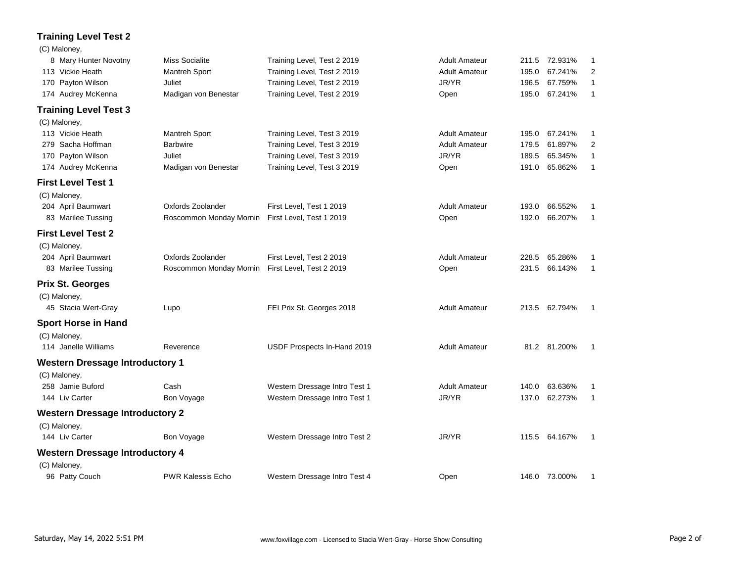## Training Level Test 2

(C) Maloney,

| | | | | | | |
|---|---|---|---|---|---|---|
| 8 Mary Hunter Novotny | Miss Socialite | Training Level, Test 2 2019 | Adult Amateur | 211.5 | 72.931% | 1 |
| 113 Vickie Heath | Mantreh Sport | Training Level, Test 2 2019 | Adult Amateur | 195.0 | 67.241% | 2 |
| 170 Payton Wilson | Juliet | Training Level, Test 2 2019 | JR/YR | 196.5 | 67.759% | 1 |
| 174 Audrey McKenna | Madigan von Benestar | Training Level, Test 2 2019 | Open | 195.0 | 67.241% | 1 |

## Training Level Test 3

(C) Maloney,

| | | | | | | |
|---|---|---|---|---|---|---|
| 113 Vickie Heath | Mantreh Sport | Training Level, Test 3 2019 | Adult Amateur | 195.0 | 67.241% | 1 |
| 279 Sacha Hoffman | Barbwire | Training Level, Test 3 2019 | Adult Amateur | 179.5 | 61.897% | 2 |
| 170 Payton Wilson | Juliet | Training Level, Test 3 2019 | JR/YR | 189.5 | 65.345% | 1 |
| 174 Audrey McKenna | Madigan von Benestar | Training Level, Test 3 2019 | Open | 191.0 | 65.862% | 1 |

## First Level Test 1

(C) Maloney,

| | | | | | | |
|---|---|---|---|---|---|---|
| 204 April Baumwart | Oxfords Zoolander | First Level, Test 1 2019 | Adult Amateur | 193.0 | 66.552% | 1 |
| 83 Marilee Tussing | Roscommon Monday Mornin | First Level, Test 1 2019 | Open | 192.0 | 66.207% | 1 |

## First Level Test 2

(C) Maloney,

| | | | | | | |
|---|---|---|---|---|---|---|
| 204 April Baumwart | Oxfords Zoolander | First Level, Test 2 2019 | Adult Amateur | 228.5 | 65.286% | 1 |
| 83 Marilee Tussing | Roscommon Monday Mornin | First Level, Test 2 2019 | Open | 231.5 | 66.143% | 1 |

## Prix St. Georges

(C) Maloney,

| | | | | | | |
|---|---|---|---|---|---|---|
| 45 Stacia Wert-Gray | Lupo | FEI Prix St. Georges 2018 | Adult Amateur | 213.5 | 62.794% | 1 |

## Sport Horse in Hand

(C) Maloney,

| | | | | | | |
|---|---|---|---|---|---|---|
| 114 Janelle Williams | Reverence | USDF Prospects In-Hand 2019 | Adult Amateur | 81.2 | 81.200% | 1 |

## Western Dressage Introductory 1

(C) Maloney,

| | | | | | | |
|---|---|---|---|---|---|---|
| 258 Jamie Buford | Cash | Western Dressage Intro Test 1 | Adult Amateur | 140.0 | 63.636% | 1 |
| 144 Liv Carter | Bon Voyage | Western Dressage Intro Test 1 | JR/YR | 137.0 | 62.273% | 1 |

## Western Dressage Introductory 2

(C) Maloney,

| | | | | | | |
|---|---|---|---|---|---|---|
| 144 Liv Carter | Bon Voyage | Western Dressage Intro Test 2 | JR/YR | 115.5 | 64.167% | 1 |

## Western Dressage Introductory 4

(C) Maloney,

| | | | | | | |
|---|---|---|---|---|---|---|
| 96 Patty Couch | PWR Kalessis Echo | Western Dressage Intro Test 4 | Open | 146.0 | 73.000% | 1 |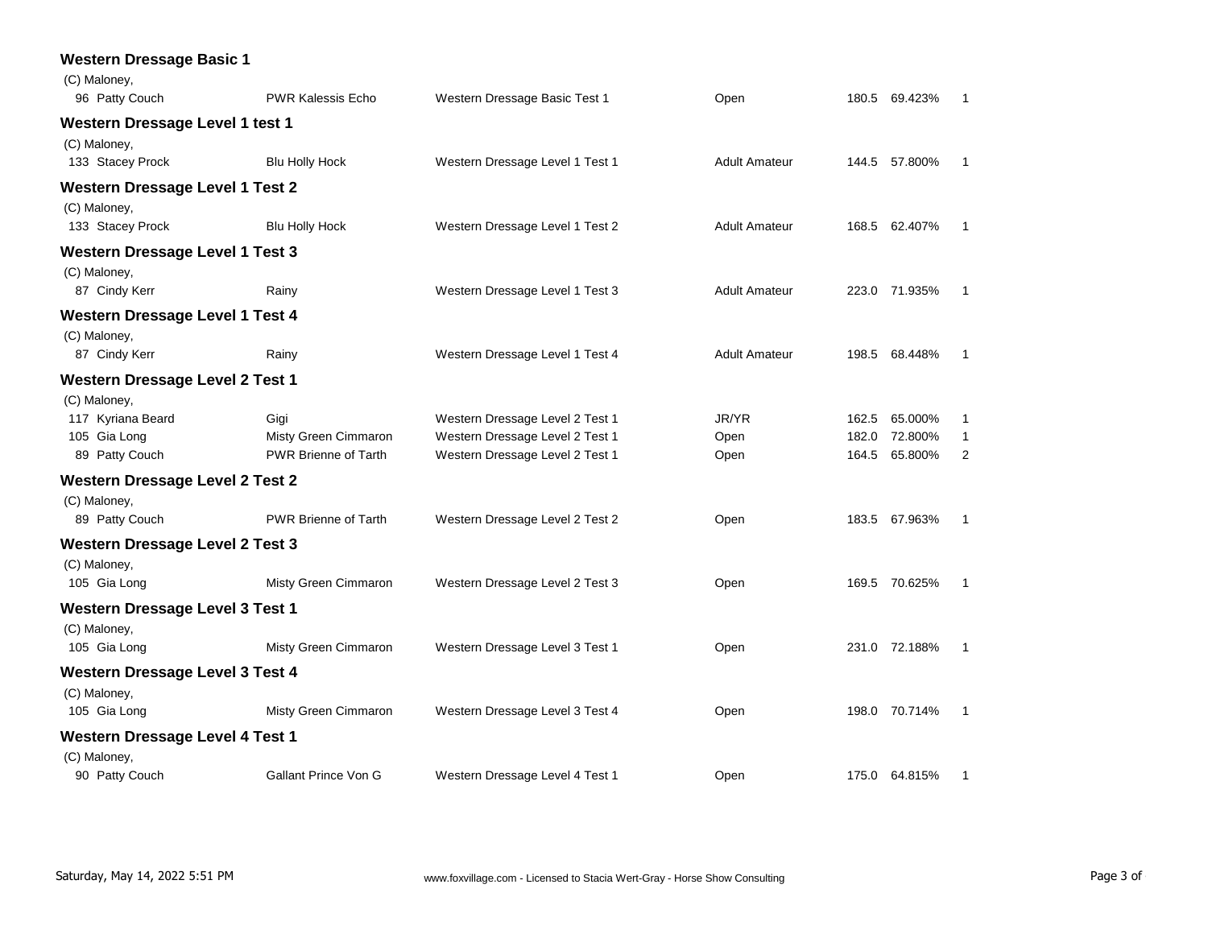## Western Dressage Basic 1

(C) Maloney,

| No. | Rider | Horse | Test | Division | Score | Percent | Place |
|---|---|---|---|---|---|---|---|
| 96 | Patty Couch | PWR Kalessis Echo | Western Dressage Basic Test 1 | Open | 180.5 | 69.423% | 1 |

## Western Dressage Level 1 test 1

(C) Maloney,

| No. | Rider | Horse | Test | Division | Score | Percent | Place |
|---|---|---|---|---|---|---|---|
| 133 | Stacey Prock | Blu Holly Hock | Western Dressage Level 1 Test 1 | Adult Amateur | 144.5 | 57.800% | 1 |

## Western Dressage Level 1 Test 2

(C) Maloney,

| No. | Rider | Horse | Test | Division | Score | Percent | Place |
|---|---|---|---|---|---|---|---|
| 133 | Stacey Prock | Blu Holly Hock | Western Dressage Level 1 Test 2 | Adult Amateur | 168.5 | 62.407% | 1 |

## Western Dressage Level 1 Test 3

(C) Maloney,

| No. | Rider | Horse | Test | Division | Score | Percent | Place |
|---|---|---|---|---|---|---|---|
| 87 | Cindy Kerr | Rainy | Western Dressage Level 1 Test 3 | Adult Amateur | 223.0 | 71.935% | 1 |

## Western Dressage Level 1 Test 4

(C) Maloney,

| No. | Rider | Horse | Test | Division | Score | Percent | Place |
|---|---|---|---|---|---|---|---|
| 87 | Cindy Kerr | Rainy | Western Dressage Level 1 Test 4 | Adult Amateur | 198.5 | 68.448% | 1 |

## Western Dressage Level 2 Test 1

(C) Maloney,

| No. | Rider | Horse | Test | Division | Score | Percent | Place |
|---|---|---|---|---|---|---|---|
| 117 | Kyriana Beard | Gigi | Western Dressage Level 2 Test 1 | JR/YR | 162.5 | 65.000% | 1 |
| 105 | Gia Long | Misty Green Cimmaron | Western Dressage Level 2 Test 1 | Open | 182.0 | 72.800% | 1 |
| 89 | Patty Couch | PWR Brienne of Tarth | Western Dressage Level 2 Test 1 | Open | 164.5 | 65.800% | 2 |

## Western Dressage Level 2 Test 2

(C) Maloney,

| No. | Rider | Horse | Test | Division | Score | Percent | Place |
|---|---|---|---|---|---|---|---|
| 89 | Patty Couch | PWR Brienne of Tarth | Western Dressage Level 2 Test 2 | Open | 183.5 | 67.963% | 1 |

## Western Dressage Level 2 Test 3

(C) Maloney,

| No. | Rider | Horse | Test | Division | Score | Percent | Place |
|---|---|---|---|---|---|---|---|
| 105 | Gia Long | Misty Green Cimmaron | Western Dressage Level 2 Test 3 | Open | 169.5 | 70.625% | 1 |

## Western Dressage Level 3 Test 1

(C) Maloney,

| No. | Rider | Horse | Test | Division | Score | Percent | Place |
|---|---|---|---|---|---|---|---|
| 105 | Gia Long | Misty Green Cimmaron | Western Dressage Level 3 Test 1 | Open | 231.0 | 72.188% | 1 |

## Western Dressage Level 3 Test 4

(C) Maloney,

| No. | Rider | Horse | Test | Division | Score | Percent | Place |
|---|---|---|---|---|---|---|---|
| 105 | Gia Long | Misty Green Cimmaron | Western Dressage Level 3 Test 4 | Open | 198.0 | 70.714% | 1 |

## Western Dressage Level 4 Test 1

(C) Maloney,

| No. | Rider | Horse | Test | Division | Score | Percent | Place |
|---|---|---|---|---|---|---|---|
| 90 | Patty Couch | Gallant Prince Von G | Western Dressage Level 4 Test 1 | Open | 175.0 | 64.815% | 1 |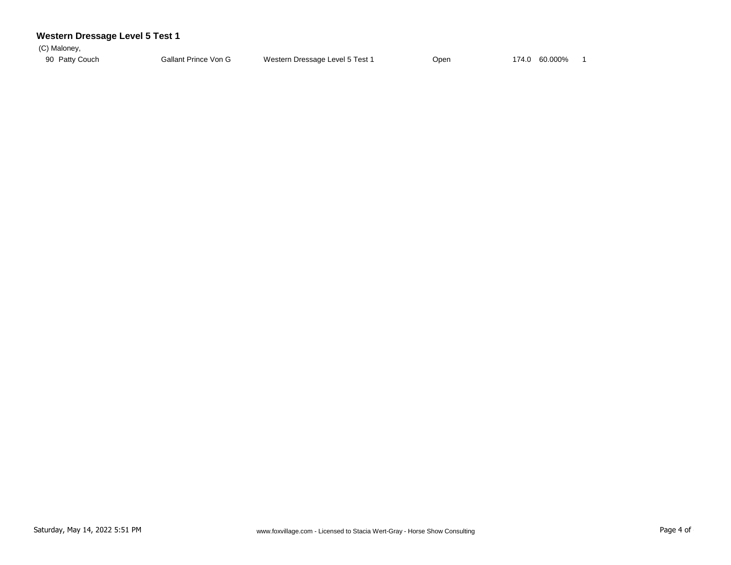### Western Dressage Level 5 Test 1

(C) Maloney,

| | | | | | | | |
|---|---|---|---|---|---|---|---|
| 90 | Patty Couch | Gallant Prince Von G | Western Dressage Level 5 Test 1 | Open | 174.0 | 60.000% | 1 |